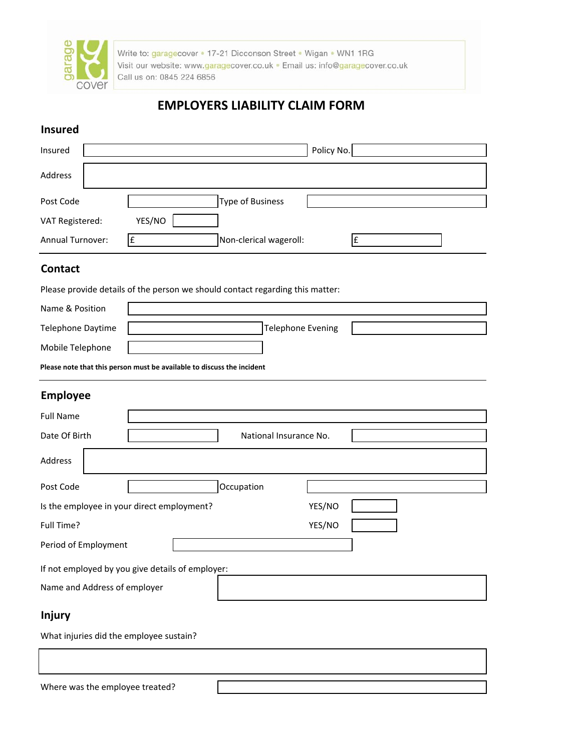Write to: garagecover • 17-21 Dicconson Street • Wigan • WN1 1RG
Visit our website: www.garagecover.co.uk • Email us: info@garagecover.co.uk
Call us on: 0845 224 6856

# EMPLOYERS LIABILITY CLAIM FORM

## Insured

Insured _______________ Policy No. _______________

Address _______________

Post Code _______________ Type of Business _______________

VAT Registered: YES/NO _______________

Annual Turnover: £ _______________ Non-clerical wageroll: £ _______________

## Contact

Please provide details of the person we should contact regarding this matter:

Name & Position _______________

Telephone Daytime _______________ Telephone Evening _______________

Mobile Telephone _______________

**Please note that this person must be available to discuss the incident**

## Employee

Full Name _______________

Date Of Birth _______________ National Insurance No. _______________

Address _______________

Post Code _______________ Occupation _______________

Is the employee in your direct employment? YES/NO _______________

Full Time? YES/NO _______________

Period of Employment _______________

If not employed by you give details of employer:

Name and Address of employer _______________

## Injury

What injuries did the employee sustain?

_______________

Where was the employee treated? _______________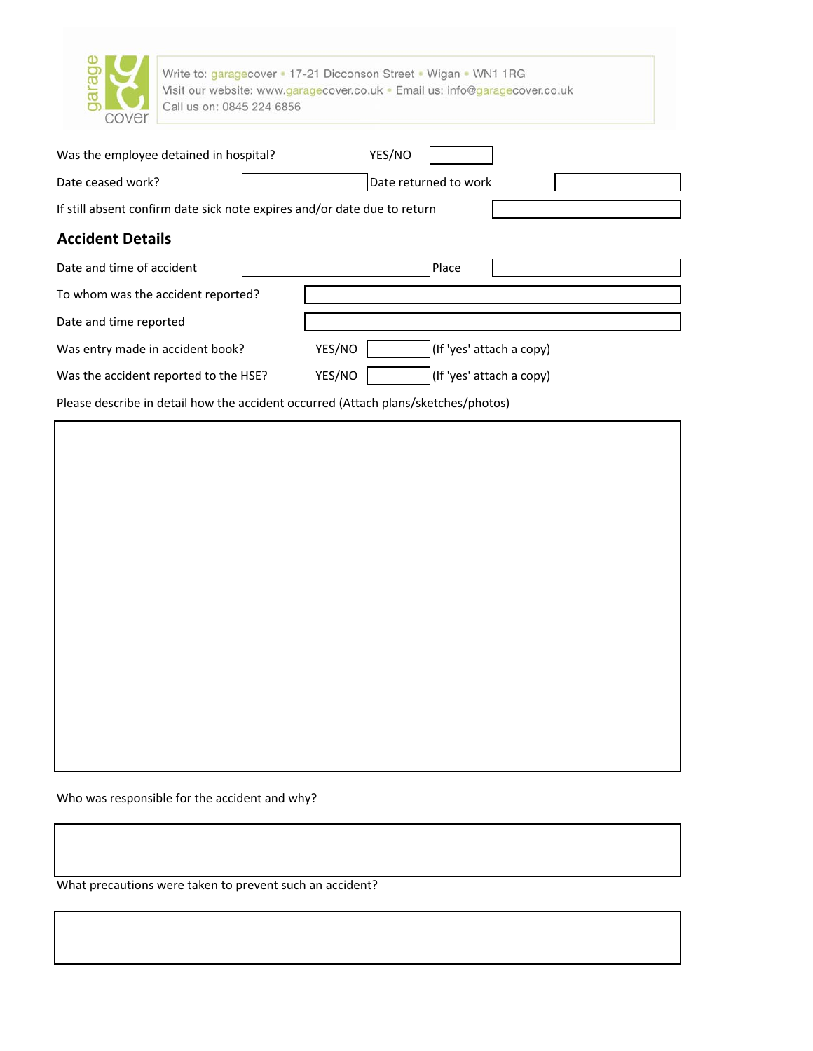Write to: garagecover • 17-21 Dicconson Street • Wigan • WN1 1RG
Visit our website: www.garagecover.co.uk • Email us: info@garagecover.co.uk
Call us on: 0845 224 6856

| | | | |
|---|---|---|---|
| Was the employee detained in hospital? | YES/NO | | |
| Date ceased work? | | Date returned to work | |
| If still absent confirm date sick note expires and/or date due to return | | | |

## Accident Details

| | | | |
|---|---|---|---|
| Date and time of accident | | Place | |
| To whom was the accident reported? | | | |
| Date and time reported | | | |
| Was entry made in accident book? | YES/NO | | (If 'yes' attach a copy) |
| Was the accident reported to the HSE? | YES/NO | | (If 'yes' attach a copy) |

Please describe in detail how the accident occurred (Attach plans/sketches/photos)

Who was responsible for the accident and why?

What precautions were taken to prevent such an accident?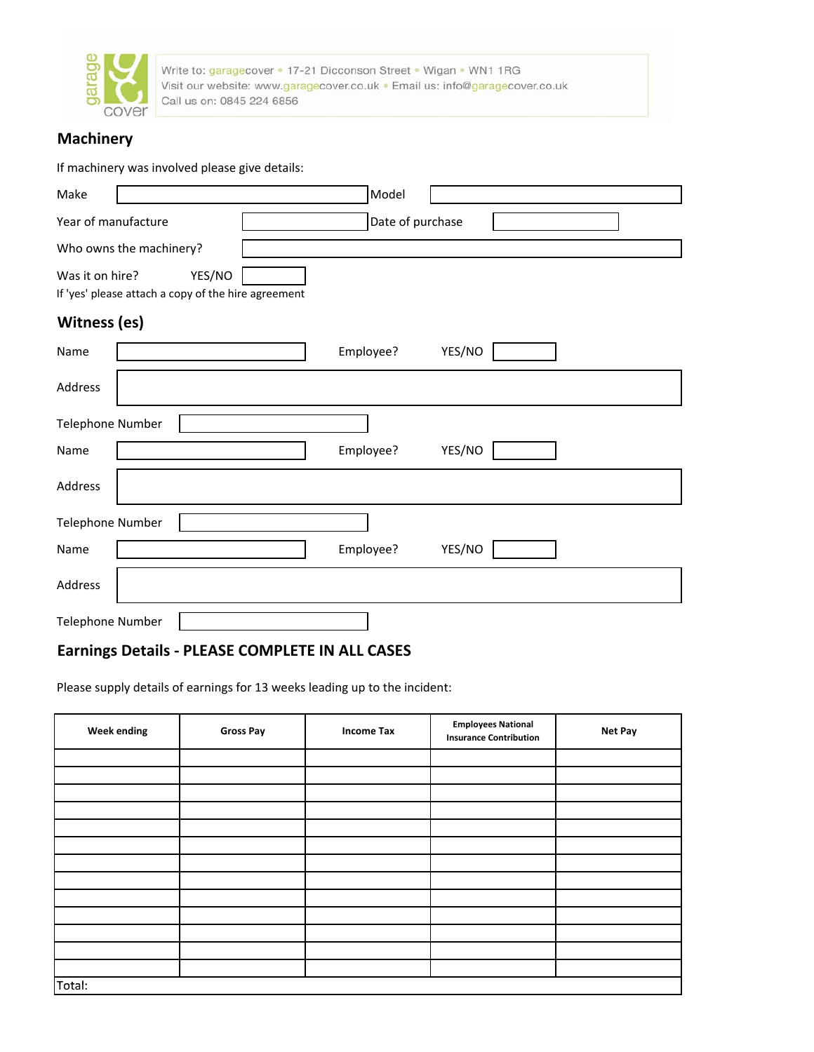Write to: garagecover • 17-21 Dicconson Street • Wigan • WN1 1RG
Visit our website: www.garagecover.co.uk • Email us: info@garagecover.co.uk
Call us on: 0845 224 6856

## Machinery

If machinery was involved please give details:

Make ____________________ Model ____________________

Year of manufacture ____________________ Date of purchase ____________________

Who owns the machinery? ____________________

Was it on hire? YES/NO ________
If 'yes' please attach a copy of the hire agreement

## Witness (es)

Name ____________________ Employee? YES/NO ________

Address ____________________

Telephone Number ____________________

Name ____________________ Employee? YES/NO ________

Address ____________________

Telephone Number ____________________

Name ____________________ Employee? YES/NO ________

Address ____________________

Telephone Number ____________________

## Earnings Details - PLEASE COMPLETE IN ALL CASES

Please supply details of earnings for 13 weeks leading up to the incident:

| Week ending | Gross Pay | Income Tax | Employees National Insurance Contribution | Net Pay |
|---|---|---|---|---|
| | | | | |
| | | | | |
| | | | | |
| | | | | |
| | | | | |
| | | | | |
| | | | | |
| | | | | |
| | | | | |
| | | | | |
| | | | | |
| | | | | |
| | | | | |
| Total: | | | | |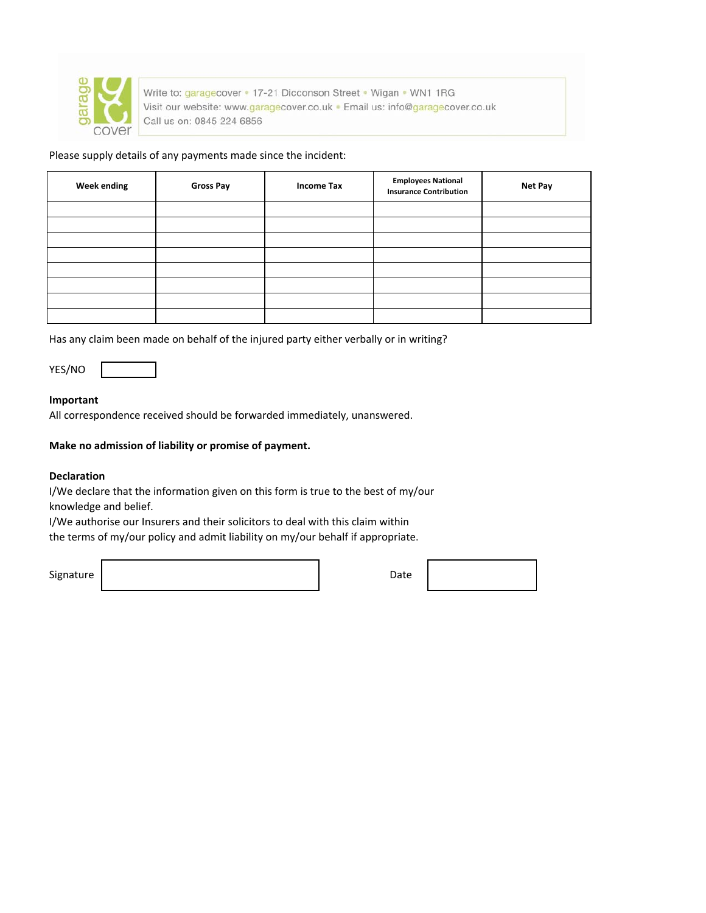Write to: garagecover • 17-21 Dicconson Street • Wigan • WN1 1RG
Visit our website: www.garagecover.co.uk • Email us: info@garagecover.co.uk
Call us on: 0845 224 6856

Please supply details of any payments made since the incident:

| Week ending | Gross Pay | Income Tax | Employees National Insurance Contribution | Net Pay |
|---|---|---|---|---|
| | | | | |
| | | | | |
| | | | | |
| | | | | |
| | | | | |
| | | | | |
| | | | | |
| | | | | |

Has any claim been made on behalf of the injured party either verbally or in writing?

YES/NO

**Important**
All correspondence received should be forwarded immediately, unanswered.

**Make no admission of liability or promise of payment.**

**Declaration**
I/We declare that the information given on this form is true to the best of my/our knowledge and belief.
I/We authorise our Insurers and their solicitors to deal with this claim within the terms of my/our policy and admit liability on my/our behalf if appropriate.

Signature

Date